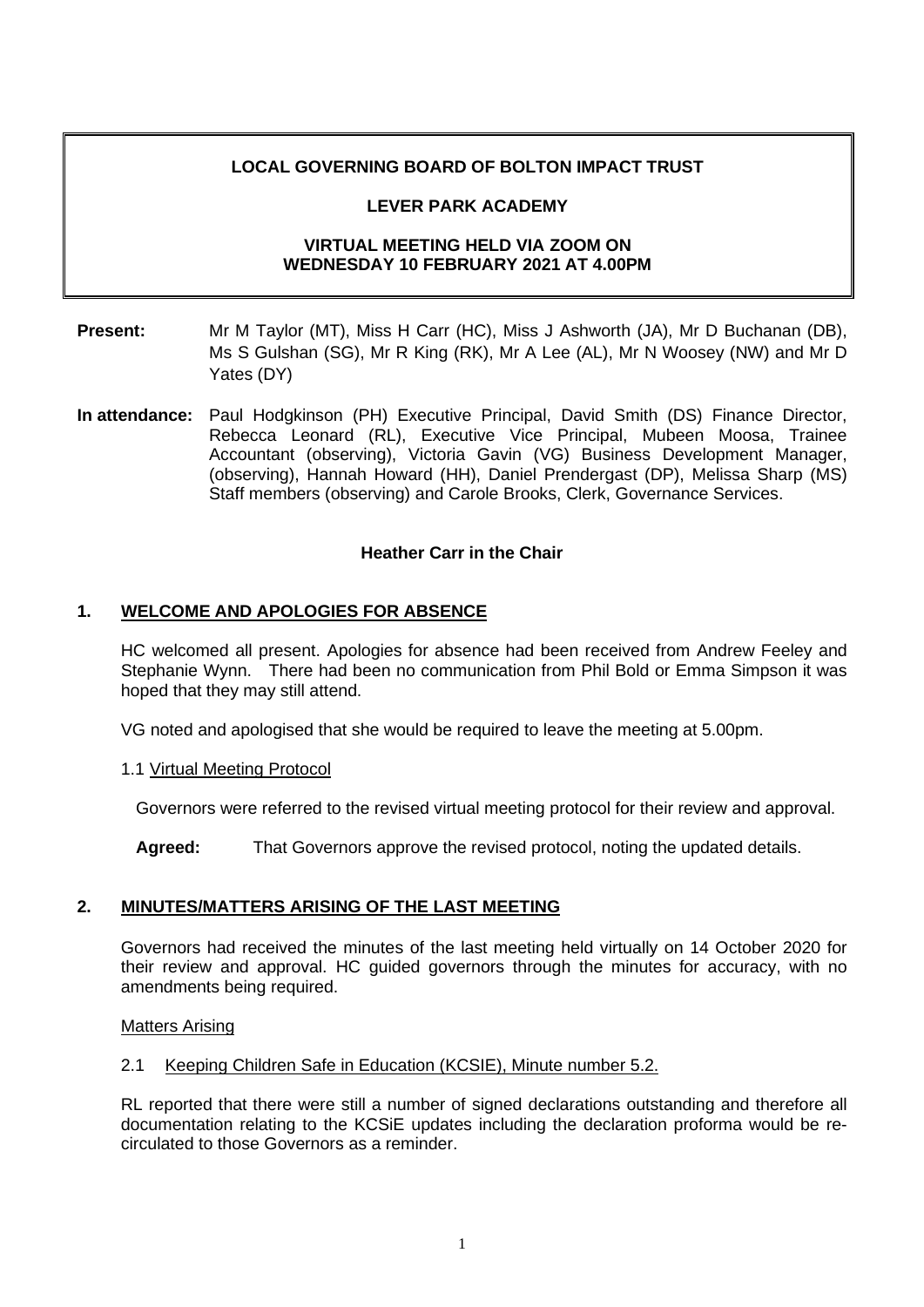**LOCAL GOVERNING BOARD OF BOLTON IMPACT TRUST**

**LEVER PARK ACADEMY**

**VIRTUAL MEETING HELD VIA ZOOM ON WEDNESDAY 10 FEBRUARY 2021 AT 4.00PM**

**Present:** Mr M Taylor (MT), Miss H Carr (HC), Miss J Ashworth (JA), Mr D Buchanan (DB), Ms S Gulshan (SG), Mr R King (RK), Mr A Lee (AL), Mr N Woosey (NW) and Mr D Yates (DY)

**In attendance:** Paul Hodgkinson (PH) Executive Principal, David Smith (DS) Finance Director, Rebecca Leonard (RL), Executive Vice Principal, Mubeen Moosa, Trainee Accountant (observing), Victoria Gavin (VG) Business Development Manager, (observing), Hannah Howard (HH), Daniel Prendergast (DP), Melissa Sharp (MS) Staff members (observing) and Carole Brooks, Clerk, Governance Services.

**Heather Carr in the Chair**

## 1. WELCOME AND APOLOGIES FOR ABSENCE

HC welcomed all present. Apologies for absence had been received from Andrew Feeley and Stephanie Wynn. There had been no communication from Phil Bold or Emma Simpson it was hoped that they may still attend.

VG noted and apologised that she would be required to leave the meeting at 5.00pm.

1.1 Virtual Meeting Protocol

Governors were referred to the revised virtual meeting protocol for their review and approval.

**Agreed:** That Governors approve the revised protocol, noting the updated details.

## 2. MINUTES/MATTERS ARISING OF THE LAST MEETING

Governors had received the minutes of the last meeting held virtually on 14 October 2020 for their review and approval. HC guided governors through the minutes for accuracy, with no amendments being required.

Matters Arising

2.1 Keeping Children Safe in Education (KCSIE), Minute number 5.2.

RL reported that there were still a number of signed declarations outstanding and therefore all documentation relating to the KCSiE updates including the declaration proforma would be re-circulated to those Governors as a reminder.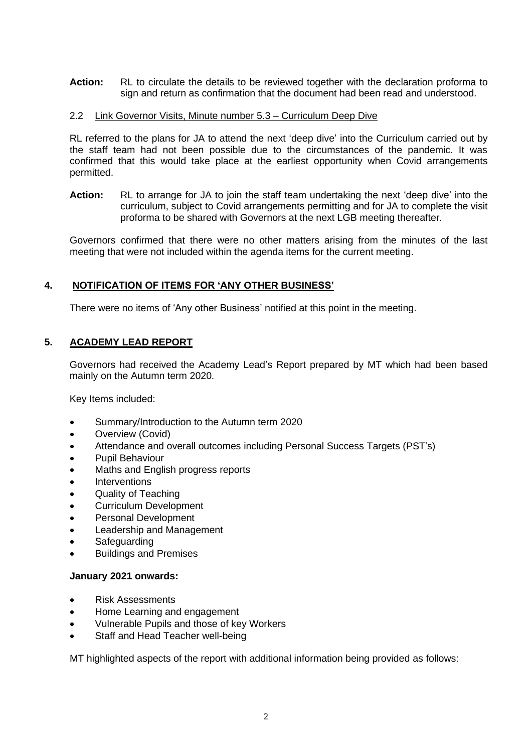**Action:** RL to circulate the details to be reviewed together with the declaration proforma to sign and return as confirmation that the document had been read and understood.

2.2 Link Governor Visits, Minute number 5.3 – Curriculum Deep Dive

RL referred to the plans for JA to attend the next 'deep dive' into the Curriculum carried out by the staff team had not been possible due to the circumstances of the pandemic. It was confirmed that this would take place at the earliest opportunity when Covid arrangements permitted.

**Action:** RL to arrange for JA to join the staff team undertaking the next 'deep dive' into the curriculum, subject to Covid arrangements permitting and for JA to complete the visit proforma to be shared with Governors at the next LGB meeting thereafter.

Governors confirmed that there were no other matters arising from the minutes of the last meeting that were not included within the agenda items for the current meeting.

## 4. NOTIFICATION OF ITEMS FOR 'ANY OTHER BUSINESS'

There were no items of 'Any other Business' notified at this point in the meeting.

## 5. ACADEMY LEAD REPORT

Governors had received the Academy Lead's Report prepared by MT which had been based mainly on the Autumn term 2020.

Key Items included:

- Summary/Introduction to the Autumn term 2020
- Overview (Covid)
- Attendance and overall outcomes including Personal Success Targets (PST's)
- Pupil Behaviour
- Maths and English progress reports
- Interventions
- Quality of Teaching
- Curriculum Development
- Personal Development
- Leadership and Management
- Safeguarding
- Buildings and Premises

**January 2021 onwards:**

- Risk Assessments
- Home Learning and engagement
- Vulnerable Pupils and those of key Workers
- Staff and Head Teacher well-being

MT highlighted aspects of the report with additional information being provided as follows: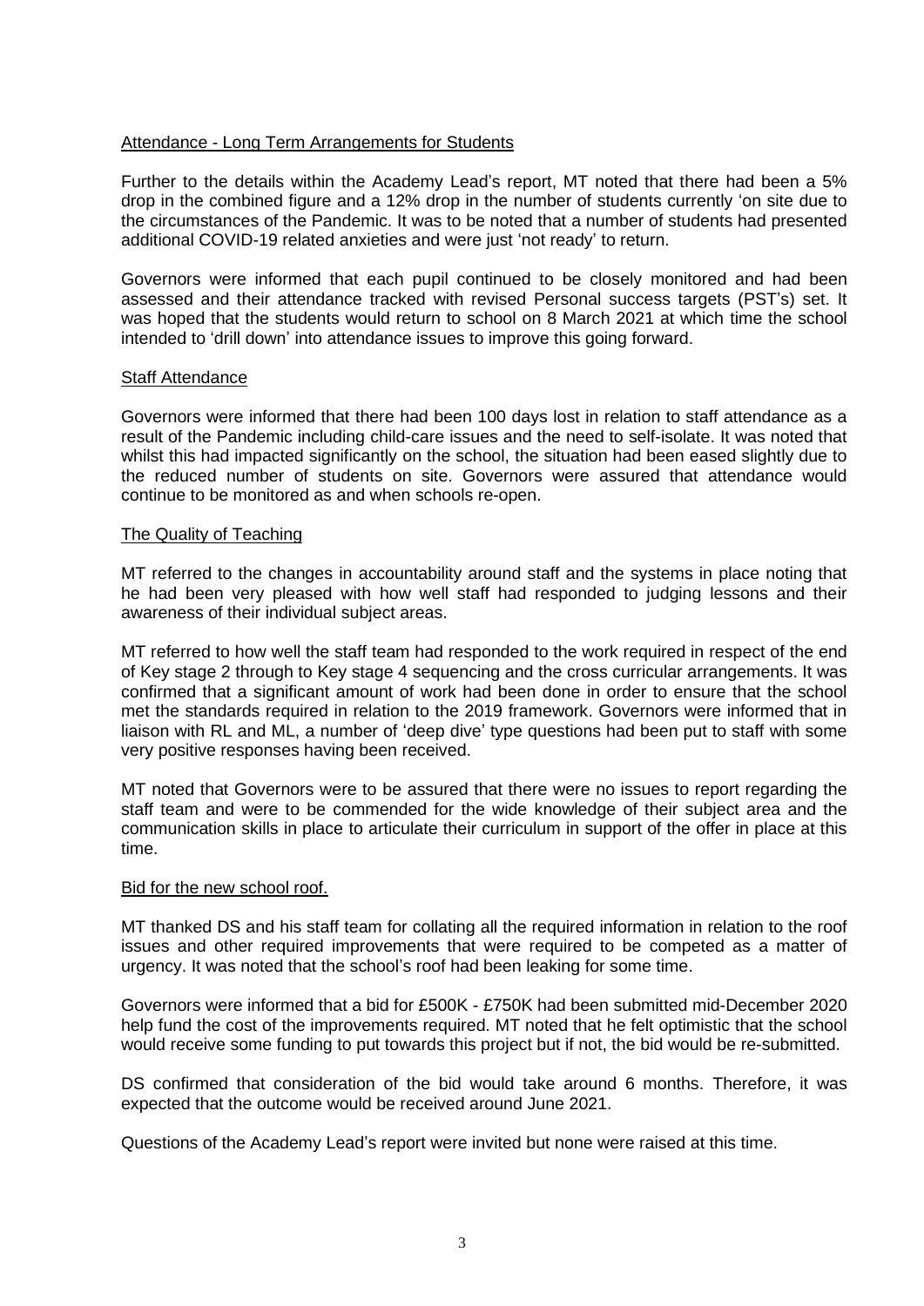Attendance - Long Term Arrangements for Students

Further to the details within the Academy Lead's report, MT noted that there had been a 5% drop in the combined figure and a 12% drop in the number of students currently 'on site due to the circumstances of the Pandemic. It was to be noted that a number of students had presented additional COVID-19 related anxieties and were just 'not ready' to return.

Governors were informed that each pupil continued to be closely monitored and had been assessed and their attendance tracked with revised Personal success targets (PST's) set. It was hoped that the students would return to school on 8 March 2021 at which time the school intended to 'drill down' into attendance issues to improve this going forward.

Staff Attendance

Governors were informed that there had been 100 days lost in relation to staff attendance as a result of the Pandemic including child-care issues and the need to self-isolate. It was noted that whilst this had impacted significantly on the school, the situation had been eased slightly due to the reduced number of students on site. Governors were assured that attendance would continue to be monitored as and when schools re-open.

The Quality of Teaching

MT referred to the changes in accountability around staff and the systems in place noting that he had been very pleased with how well staff had responded to judging lessons and their awareness of their individual subject areas.

MT referred to how well the staff team had responded to the work required in respect of the end of Key stage 2 through to Key stage 4 sequencing and the cross curricular arrangements. It was confirmed that a significant amount of work had been done in order to ensure that the school met the standards required in relation to the 2019 framework. Governors were informed that in liaison with RL and ML, a number of 'deep dive' type questions had been put to staff with some very positive responses having been received.

MT noted that Governors were to be assured that there were no issues to report regarding the staff team and were to be commended for the wide knowledge of their subject area and the communication skills in place to articulate their curriculum in support of the offer in place at this time.

Bid for the new school roof.

MT thanked DS and his staff team for collating all the required information in relation to the roof issues and other required improvements that were required to be competed as a matter of urgency. It was noted that the school's roof had been leaking for some time.

Governors were informed that a bid for £500K - £750K had been submitted mid-December 2020 help fund the cost of the improvements required. MT noted that he felt optimistic that the school would receive some funding to put towards this project but if not, the bid would be re-submitted.

DS confirmed that consideration of the bid would take around 6 months. Therefore, it was expected that the outcome would be received around June 2021.

Questions of the Academy Lead's report were invited but none were raised at this time.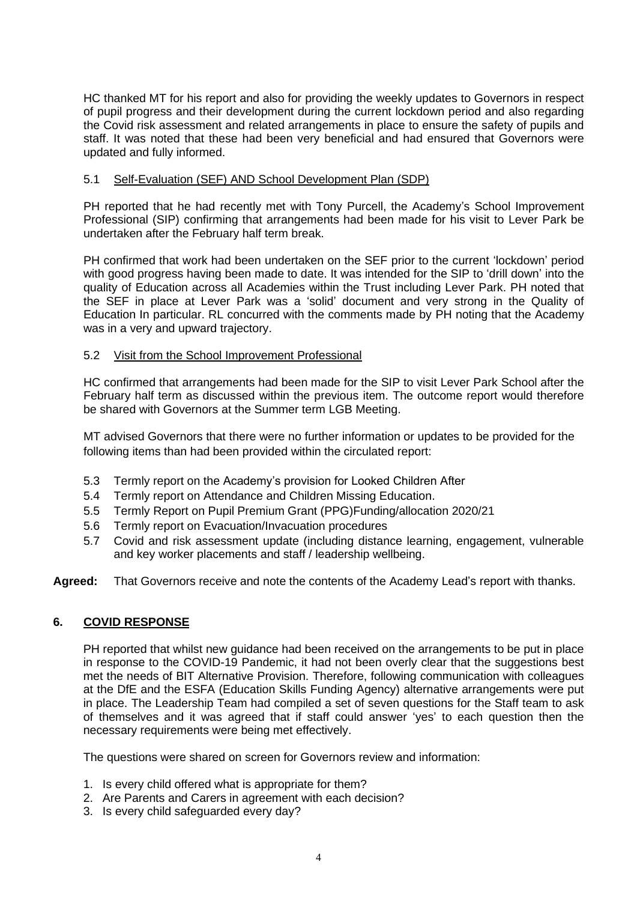HC thanked MT for his report and also for providing the weekly updates to Governors in respect of pupil progress and their development during the current lockdown period and also regarding the Covid risk assessment and related arrangements in place to ensure the safety of pupils and staff. It was noted that these had been very beneficial and had ensured that Governors were updated and fully informed.

5.1 Self-Evaluation (SEF) AND School Development Plan (SDP)

PH reported that he had recently met with Tony Purcell, the Academy's School Improvement Professional (SIP) confirming that arrangements had been made for his visit to Lever Park be undertaken after the February half term break.

PH confirmed that work had been undertaken on the SEF prior to the current 'lockdown' period with good progress having been made to date. It was intended for the SIP to 'drill down' into the quality of Education across all Academies within the Trust including Lever Park. PH noted that the SEF in place at Lever Park was a 'solid' document and very strong in the Quality of Education In particular. RL concurred with the comments made by PH noting that the Academy was in a very and upward trajectory.

5.2 Visit from the School Improvement Professional

HC confirmed that arrangements had been made for the SIP to visit Lever Park School after the February half term as discussed within the previous item. The outcome report would therefore be shared with Governors at the Summer term LGB Meeting.

MT advised Governors that there were no further information or updates to be provided for the following items than had been provided within the circulated report:

- 5.3 Termly report on the Academy's provision for Looked Children After
- 5.4 Termly report on Attendance and Children Missing Education.
- 5.5 Termly Report on Pupil Premium Grant (PPG)Funding/allocation 2020/21
- 5.6 Termly report on Evacuation/Invacuation procedures
- 5.7 Covid and risk assessment update (including distance learning, engagement, vulnerable and key worker placements and staff / leadership wellbeing.

**Agreed:** That Governors receive and note the contents of the Academy Lead's report with thanks.

## 6. COVID RESPONSE

PH reported that whilst new guidance had been received on the arrangements to be put in place in response to the COVID-19 Pandemic, it had not been overly clear that the suggestions best met the needs of BIT Alternative Provision. Therefore, following communication with colleagues at the DfE and the ESFA (Education Skills Funding Agency) alternative arrangements were put in place. The Leadership Team had compiled a set of seven questions for the Staff team to ask of themselves and it was agreed that if staff could answer 'yes' to each question then the necessary requirements were being met effectively.

The questions were shared on screen for Governors review and information:

1. Is every child offered what is appropriate for them?
2. Are Parents and Carers in agreement with each decision?
3. Is every child safeguarded every day?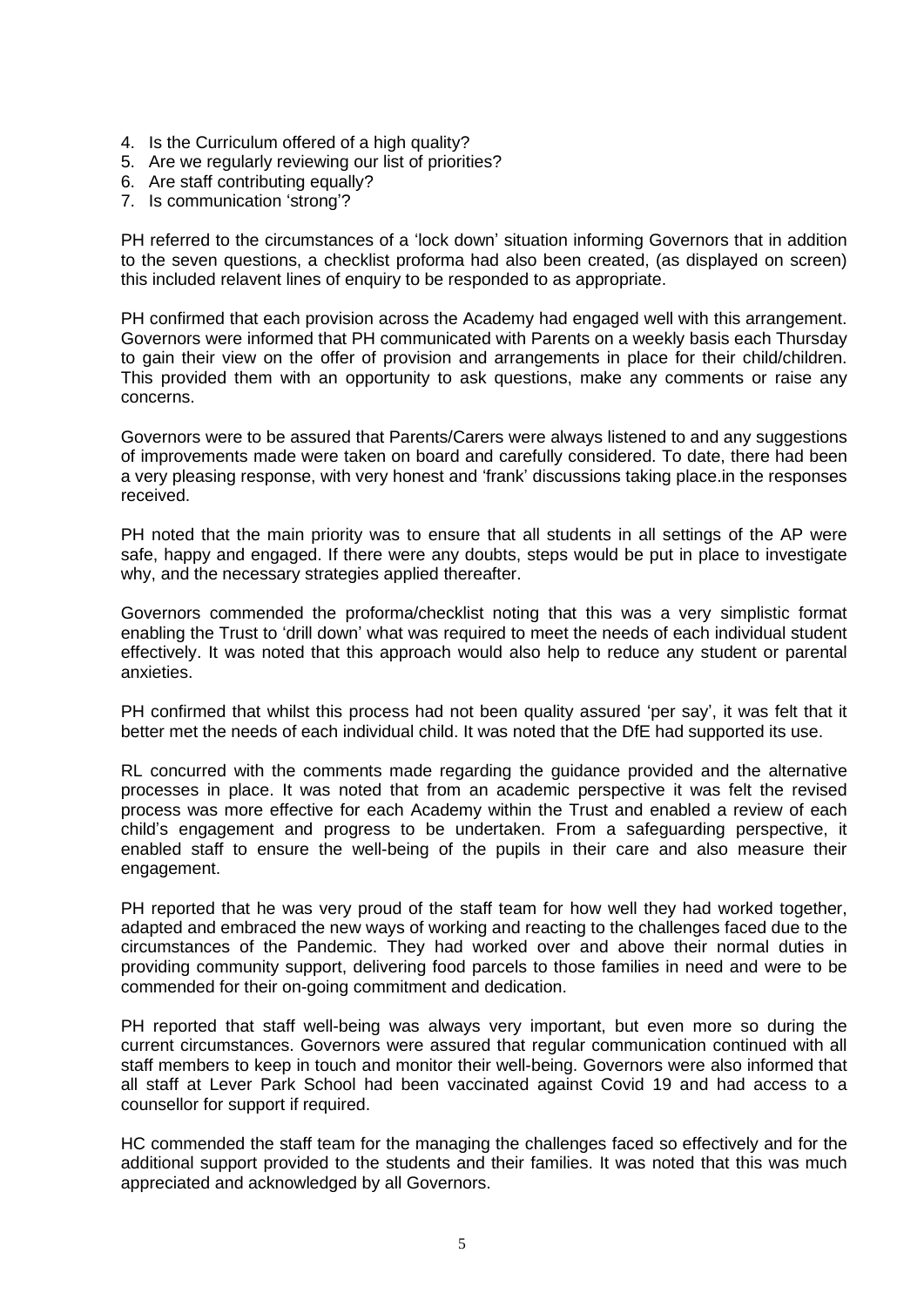4. Is the Curriculum offered of a high quality?
5. Are we regularly reviewing our list of priorities?
6. Are staff contributing equally?
7. Is communication 'strong'?

PH referred to the circumstances of a 'lock down' situation informing Governors that in addition to the seven questions, a checklist proforma had also been created, (as displayed on screen) this included relavent lines of enquiry to be responded to as appropriate.

PH confirmed that each provision across the Academy had engaged well with this arrangement. Governors were informed that PH communicated with Parents on a weekly basis each Thursday to gain their view on the offer of provision and arrangements in place for their child/children. This provided them with an opportunity to ask questions, make any comments or raise any concerns.

Governors were to be assured that Parents/Carers were always listened to and any suggestions of improvements made were taken on board and carefully considered. To date, there had been a very pleasing response, with very honest and 'frank' discussions taking place.in the responses received.

PH noted that the main priority was to ensure that all students in all settings of the AP were safe, happy and engaged. If there were any doubts, steps would be put in place to investigate why, and the necessary strategies applied thereafter.

Governors commended the proforma/checklist noting that this was a very simplistic format enabling the Trust to 'drill down' what was required to meet the needs of each individual student effectively. It was noted that this approach would also help to reduce any student or parental anxieties.

PH confirmed that whilst this process had not been quality assured 'per say', it was felt that it better met the needs of each individual child. It was noted that the DfE had supported its use.

RL concurred with the comments made regarding the guidance provided and the alternative processes in place. It was noted that from an academic perspective it was felt the revised process was more effective for each Academy within the Trust and enabled a review of each child's engagement and progress to be undertaken. From a safeguarding perspective, it enabled staff to ensure the well-being of the pupils in their care and also measure their engagement.

PH reported that he was very proud of the staff team for how well they had worked together, adapted and embraced the new ways of working and reacting to the challenges faced due to the circumstances of the Pandemic. They had worked over and above their normal duties in providing community support, delivering food parcels to those families in need and were to be commended for their on-going commitment and dedication.

PH reported that staff well-being was always very important, but even more so during the current circumstances. Governors were assured that regular communication continued with all staff members to keep in touch and monitor their well-being. Governors were also informed that all staff at Lever Park School had been vaccinated against Covid 19 and had access to a counsellor for support if required.

HC commended the staff team for the managing the challenges faced so effectively and for the additional support provided to the students and their families. It was noted that this was much appreciated and acknowledged by all Governors.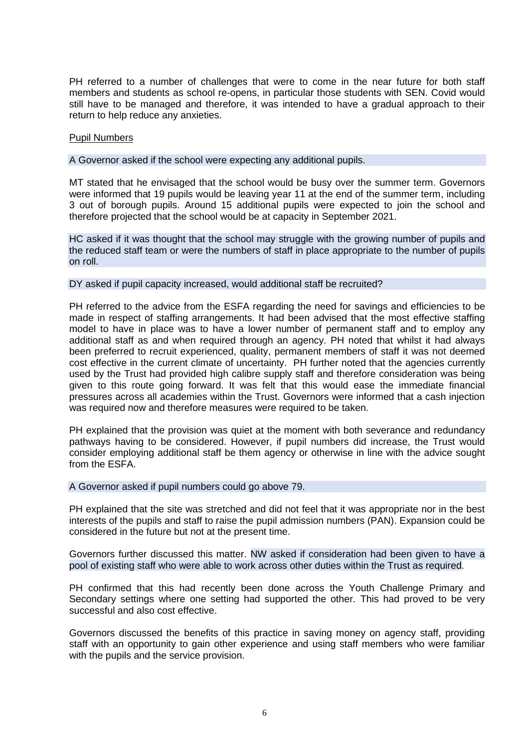PH referred to a number of challenges that were to come in the near future for both staff members and students as school re-opens, in particular those students with SEN. Covid would still have to be managed and therefore, it was intended to have a gradual approach to their return to help reduce any anxieties.

Pupil Numbers

A Governor asked if the school were expecting any additional pupils.

MT stated that he envisaged that the school would be busy over the summer term. Governors were informed that 19 pupils would be leaving year 11 at the end of the summer term, including 3 out of borough pupils. Around 15 additional pupils were expected to join the school and therefore projected that the school would be at capacity in September 2021.

HC asked if it was thought that the school may struggle with the growing number of pupils and the reduced staff team or were the numbers of staff in place appropriate to the number of pupils on roll.

DY asked if pupil capacity increased, would additional staff be recruited?

PH referred to the advice from the ESFA regarding the need for savings and efficiencies to be made in respect of staffing arrangements. It had been advised that the most effective staffing model to have in place was to have a lower number of permanent staff and to employ any additional staff as and when required through an agency. PH noted that whilst it had always been preferred to recruit experienced, quality, permanent members of staff it was not deemed cost effective in the current climate of uncertainty. PH further noted that the agencies currently used by the Trust had provided high calibre supply staff and therefore consideration was being given to this route going forward. It was felt that this would ease the immediate financial pressures across all academies within the Trust. Governors were informed that a cash injection was required now and therefore measures were required to be taken.

PH explained that the provision was quiet at the moment with both severance and redundancy pathways having to be considered. However, if pupil numbers did increase, the Trust would consider employing additional staff be them agency or otherwise in line with the advice sought from the ESFA.

A Governor asked if pupil numbers could go above 79.

PH explained that the site was stretched and did not feel that it was appropriate nor in the best interests of the pupils and staff to raise the pupil admission numbers (PAN). Expansion could be considered in the future but not at the present time.

Governors further discussed this matter. NW asked if consideration had been given to have a pool of existing staff who were able to work across other duties within the Trust as required.

PH confirmed that this had recently been done across the Youth Challenge Primary and Secondary settings where one setting had supported the other. This had proved to be very successful and also cost effective.

Governors discussed the benefits of this practice in saving money on agency staff, providing staff with an opportunity to gain other experience and using staff members who were familiar with the pupils and the service provision.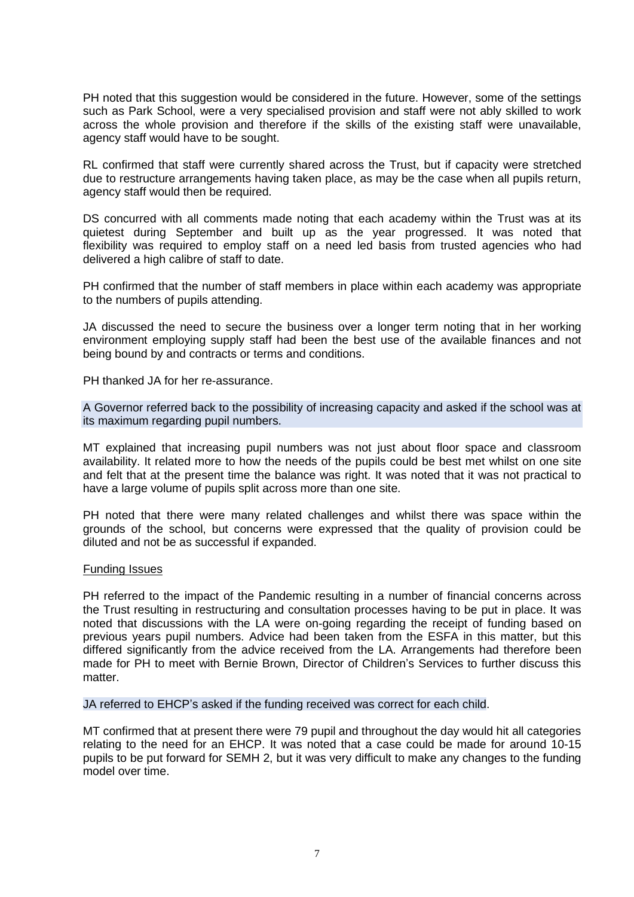PH noted that this suggestion would be considered in the future. However, some of the settings such as Park School, were a very specialised provision and staff were not ably skilled to work across the whole provision and therefore if the skills of the existing staff were unavailable, agency staff would have to be sought.

RL confirmed that staff were currently shared across the Trust, but if capacity were stretched due to restructure arrangements having taken place, as may be the case when all pupils return, agency staff would then be required.

DS concurred with all comments made noting that each academy within the Trust was at its quietest during September and built up as the year progressed. It was noted that flexibility was required to employ staff on a need led basis from trusted agencies who had delivered a high calibre of staff to date.

PH confirmed that the number of staff members in place within each academy was appropriate to the numbers of pupils attending.

JA discussed the need to secure the business over a longer term noting that in her working environment employing supply staff had been the best use of the available finances and not being bound by and contracts or terms and conditions.

PH thanked JA for her re-assurance.

A Governor referred back to the possibility of increasing capacity and asked if the school was at its maximum regarding pupil numbers.

MT explained that increasing pupil numbers was not just about floor space and classroom availability. It related more to how the needs of the pupils could be best met whilst on one site and felt that at the present time the balance was right. It was noted that it was not practical to have a large volume of pupils split across more than one site.

PH noted that there were many related challenges and whilst there was space within the grounds of the school, but concerns were expressed that the quality of provision could be diluted and not be as successful if expanded.

Funding Issues

PH referred to the impact of the Pandemic resulting in a number of financial concerns across the Trust resulting in restructuring and consultation processes having to be put in place. It was noted that discussions with the LA were on-going regarding the receipt of funding based on previous years pupil numbers. Advice had been taken from the ESFA in this matter, but this differed significantly from the advice received from the LA. Arrangements had therefore been made for PH to meet with Bernie Brown, Director of Children's Services to further discuss this matter.

JA referred to EHCP's asked if the funding received was correct for each child.

MT confirmed that at present there were 79 pupil and throughout the day would hit all categories relating to the need for an EHCP. It was noted that a case could be made for around 10-15 pupils to be put forward for SEMH 2, but it was very difficult to make any changes to the funding model over time.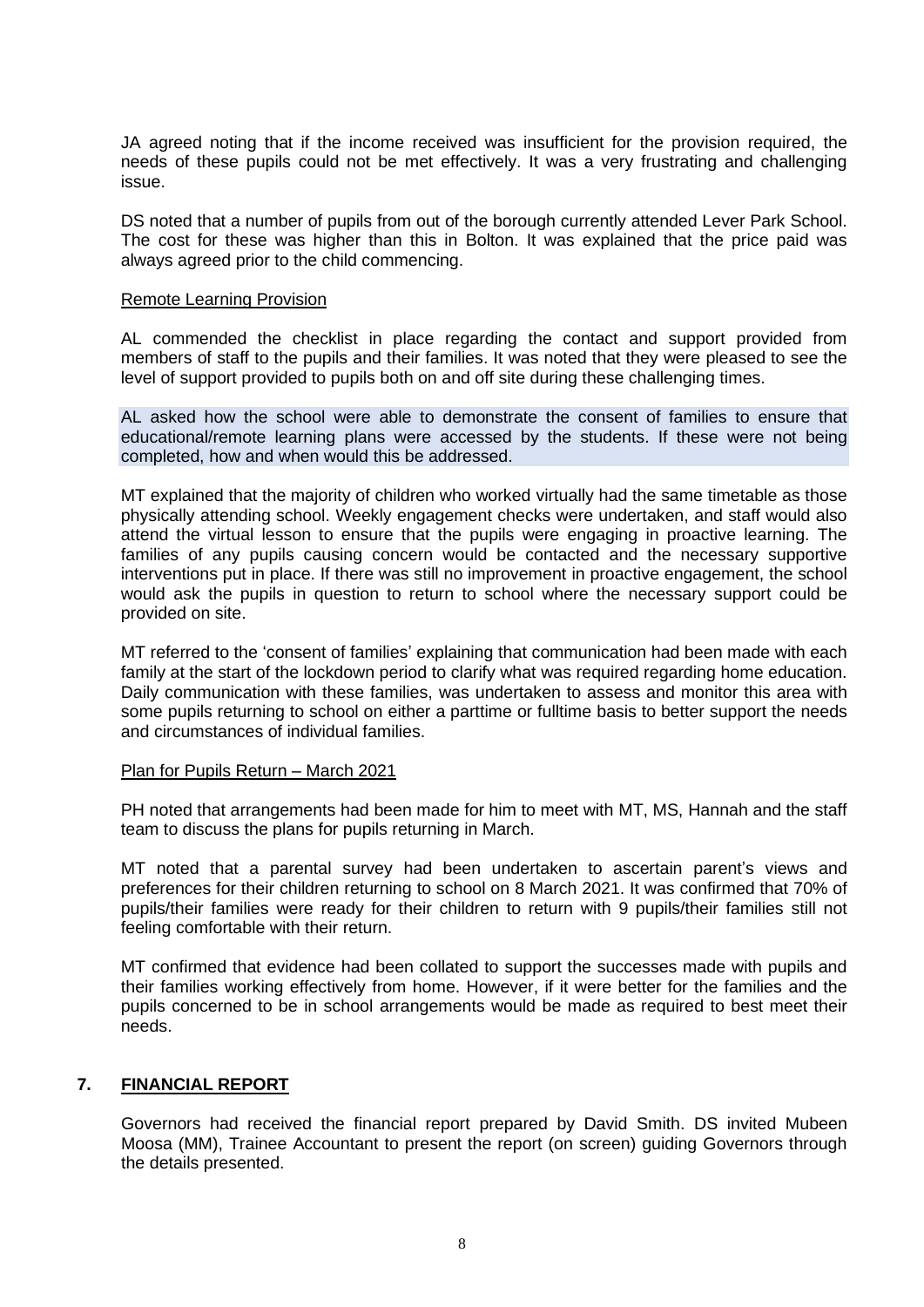JA agreed noting that if the income received was insufficient for the provision required, the needs of these pupils could not be met effectively. It was a very frustrating and challenging issue.

DS noted that a number of pupils from out of the borough currently attended Lever Park School. The cost for these was higher than this in Bolton. It was explained that the price paid was always agreed prior to the child commencing.

<u>Remote Learning Provision</u>

AL commended the checklist in place regarding the contact and support provided from members of staff to the pupils and their families. It was noted that they were pleased to see the level of support provided to pupils both on and off site during these challenging times.

AL asked how the school were able to demonstrate the consent of families to ensure that educational/remote learning plans were accessed by the students. If these were not being completed, how and when would this be addressed.

MT explained that the majority of children who worked virtually had the same timetable as those physically attending school. Weekly engagement checks were undertaken, and staff would also attend the virtual lesson to ensure that the pupils were engaging in proactive learning. The families of any pupils causing concern would be contacted and the necessary supportive interventions put in place. If there was still no improvement in proactive engagement, the school would ask the pupils in question to return to school where the necessary support could be provided on site.

MT referred to the 'consent of families' explaining that communication had been made with each family at the start of the lockdown period to clarify what was required regarding home education. Daily communication with these families, was undertaken to assess and monitor this area with some pupils returning to school on either a parttime or fulltime basis to better support the needs and circumstances of individual families.

<u>Plan for Pupils Return – March 2021</u>

PH noted that arrangements had been made for him to meet with MT, MS, Hannah and the staff team to discuss the plans for pupils returning in March.

MT noted that a parental survey had been undertaken to ascertain parent's views and preferences for their children returning to school on 8 March 2021. It was confirmed that 70% of pupils/their families were ready for their children to return with 9 pupils/their families still not feeling comfortable with their return.

MT confirmed that evidence had been collated to support the successes made with pupils and their families working effectively from home. However, if it were better for the families and the pupils concerned to be in school arrangements would be made as required to best meet their needs.

## 7. **<u>FINANCIAL REPORT</u>**

Governors had received the financial report prepared by David Smith. DS invited Mubeen Moosa (MM), Trainee Accountant to present the report (on screen) guiding Governors through the details presented.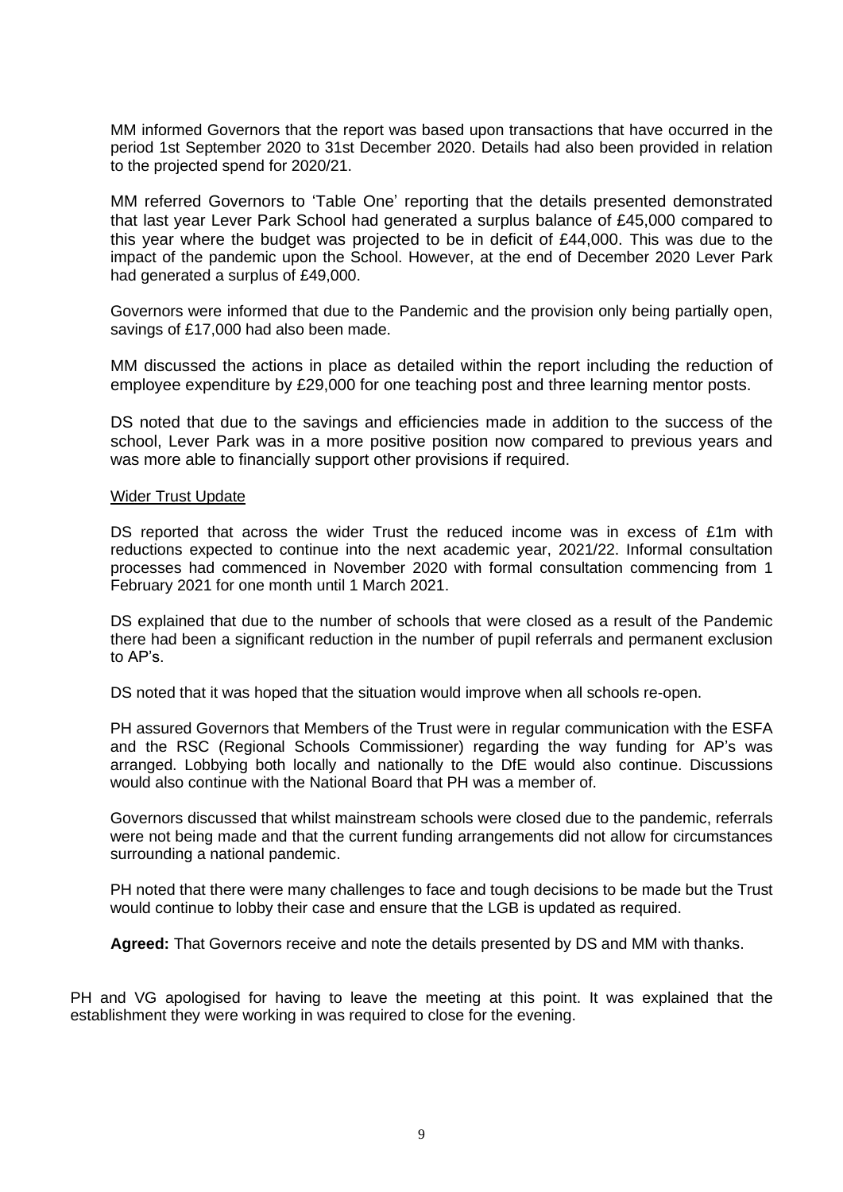MM informed Governors that the report was based upon transactions that have occurred in the period 1st September 2020 to 31st December 2020. Details had also been provided in relation to the projected spend for 2020/21.

MM referred Governors to 'Table One' reporting that the details presented demonstrated that last year Lever Park School had generated a surplus balance of £45,000 compared to this year where the budget was projected to be in deficit of £44,000. This was due to the impact of the pandemic upon the School. However, at the end of December 2020 Lever Park had generated a surplus of £49,000.

Governors were informed that due to the Pandemic and the provision only being partially open, savings of £17,000 had also been made.

MM discussed the actions in place as detailed within the report including the reduction of employee expenditure by £29,000 for one teaching post and three learning mentor posts.

DS noted that due to the savings and efficiencies made in addition to the success of the school, Lever Park was in a more positive position now compared to previous years and was more able to financially support other provisions if required.

<u>Wider Trust Update</u>

DS reported that across the wider Trust the reduced income was in excess of £1m with reductions expected to continue into the next academic year, 2021/22. Informal consultation processes had commenced in November 2020 with formal consultation commencing from 1 February 2021 for one month until 1 March 2021.

DS explained that due to the number of schools that were closed as a result of the Pandemic there had been a significant reduction in the number of pupil referrals and permanent exclusion to AP's.

DS noted that it was hoped that the situation would improve when all schools re-open.

PH assured Governors that Members of the Trust were in regular communication with the ESFA and the RSC (Regional Schools Commissioner) regarding the way funding for AP's was arranged. Lobbying both locally and nationally to the DfE would also continue. Discussions would also continue with the National Board that PH was a member of.

Governors discussed that whilst mainstream schools were closed due to the pandemic, referrals were not being made and that the current funding arrangements did not allow for circumstances surrounding a national pandemic.

PH noted that there were many challenges to face and tough decisions to be made but the Trust would continue to lobby their case and ensure that the LGB is updated as required.

**Agreed:** That Governors receive and note the details presented by DS and MM with thanks.

PH and VG apologised for having to leave the meeting at this point. It was explained that the establishment they were working in was required to close for the evening.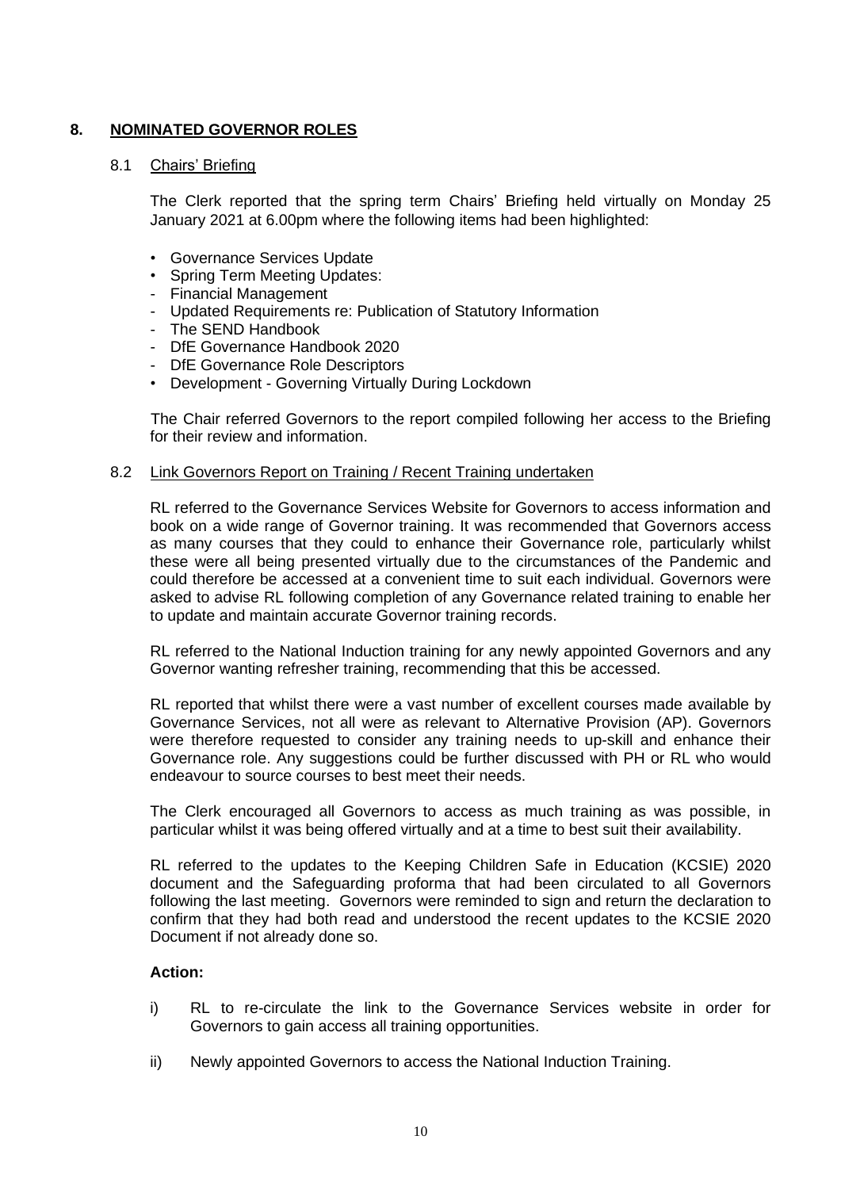## 8. NOMINATED GOVERNOR ROLES

### 8.1 Chairs' Briefing

The Clerk reported that the spring term Chairs' Briefing held virtually on Monday 25 January 2021 at 6.00pm where the following items had been highlighted:

- Governance Services Update
- Spring Term Meeting Updates:
  - Financial Management
  - Updated Requirements re: Publication of Statutory Information
  - The SEND Handbook
  - DfE Governance Handbook 2020
  - DfE Governance Role Descriptors
- Development - Governing Virtually During Lockdown

The Chair referred Governors to the report compiled following her access to the Briefing for their review and information.

### 8.2 Link Governors Report on Training / Recent Training undertaken

RL referred to the Governance Services Website for Governors to access information and book on a wide range of Governor training. It was recommended that Governors access as many courses that they could to enhance their Governance role, particularly whilst these were all being presented virtually due to the circumstances of the Pandemic and could therefore be accessed at a convenient time to suit each individual. Governors were asked to advise RL following completion of any Governance related training to enable her to update and maintain accurate Governor training records.

RL referred to the National Induction training for any newly appointed Governors and any Governor wanting refresher training, recommending that this be accessed.

RL reported that whilst there were a vast number of excellent courses made available by Governance Services, not all were as relevant to Alternative Provision (AP). Governors were therefore requested to consider any training needs to up-skill and enhance their Governance role. Any suggestions could be further discussed with PH or RL who would endeavour to source courses to best meet their needs.

The Clerk encouraged all Governors to access as much training as was possible, in particular whilst it was being offered virtually and at a time to best suit their availability.

RL referred to the updates to the Keeping Children Safe in Education (KCSIE) 2020 document and the Safeguarding proforma that had been circulated to all Governors following the last meeting. Governors were reminded to sign and return the declaration to confirm that they had both read and understood the recent updates to the KCSIE 2020 Document if not already done so.

**Action:**

i) RL to re-circulate the link to the Governance Services website in order for Governors to gain access all training opportunities.

ii) Newly appointed Governors to access the National Induction Training.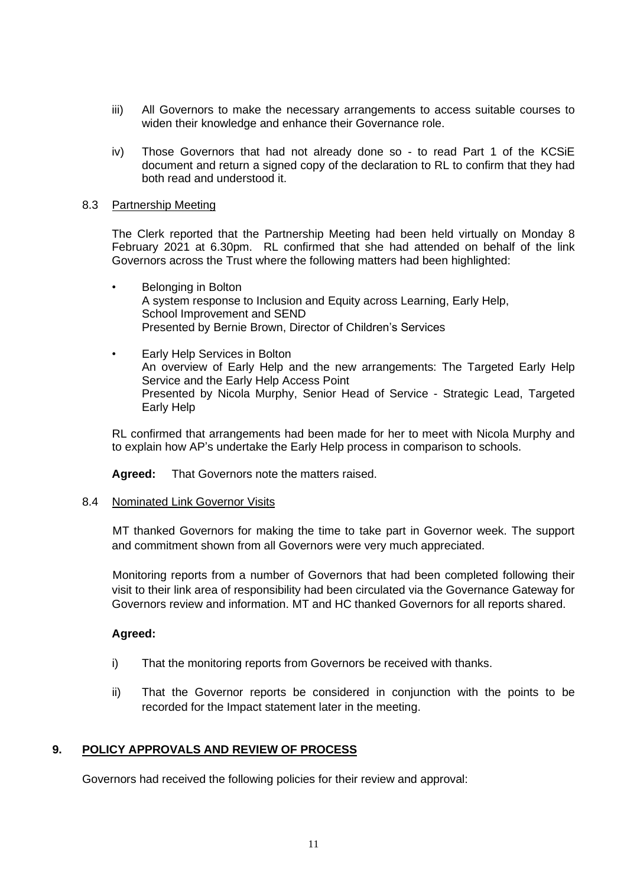iii) All Governors to make the necessary arrangements to access suitable courses to widen their knowledge and enhance their Governance role.

iv) Those Governors that had not already done so - to read Part 1 of the KCSiE document and return a signed copy of the declaration to RL to confirm that they had both read and understood it.

8.3 Partnership Meeting

The Clerk reported that the Partnership Meeting had been held virtually on Monday 8 February 2021 at 6.30pm. RL confirmed that she had attended on behalf of the link Governors across the Trust where the following matters had been highlighted:

- Belonging in Bolton
  A system response to Inclusion and Equity across Learning, Early Help, School Improvement and SEND
  Presented by Bernie Brown, Director of Children's Services

- Early Help Services in Bolton
  An overview of Early Help and the new arrangements: The Targeted Early Help Service and the Early Help Access Point
  Presented by Nicola Murphy, Senior Head of Service - Strategic Lead, Targeted Early Help

RL confirmed that arrangements had been made for her to meet with Nicola Murphy and to explain how AP's undertake the Early Help process in comparison to schools.

**Agreed:** That Governors note the matters raised.

8.4 Nominated Link Governor Visits

MT thanked Governors for making the time to take part in Governor week. The support and commitment shown from all Governors were very much appreciated.

Monitoring reports from a number of Governors that had been completed following their visit to their link area of responsibility had been circulated via the Governance Gateway for Governors review and information. MT and HC thanked Governors for all reports shared.

**Agreed:**

i) That the monitoring reports from Governors be received with thanks.

ii) That the Governor reports be considered in conjunction with the points to be recorded for the Impact statement later in the meeting.

## 9. POLICY APPROVALS AND REVIEW OF PROCESS

Governors had received the following policies for their review and approval: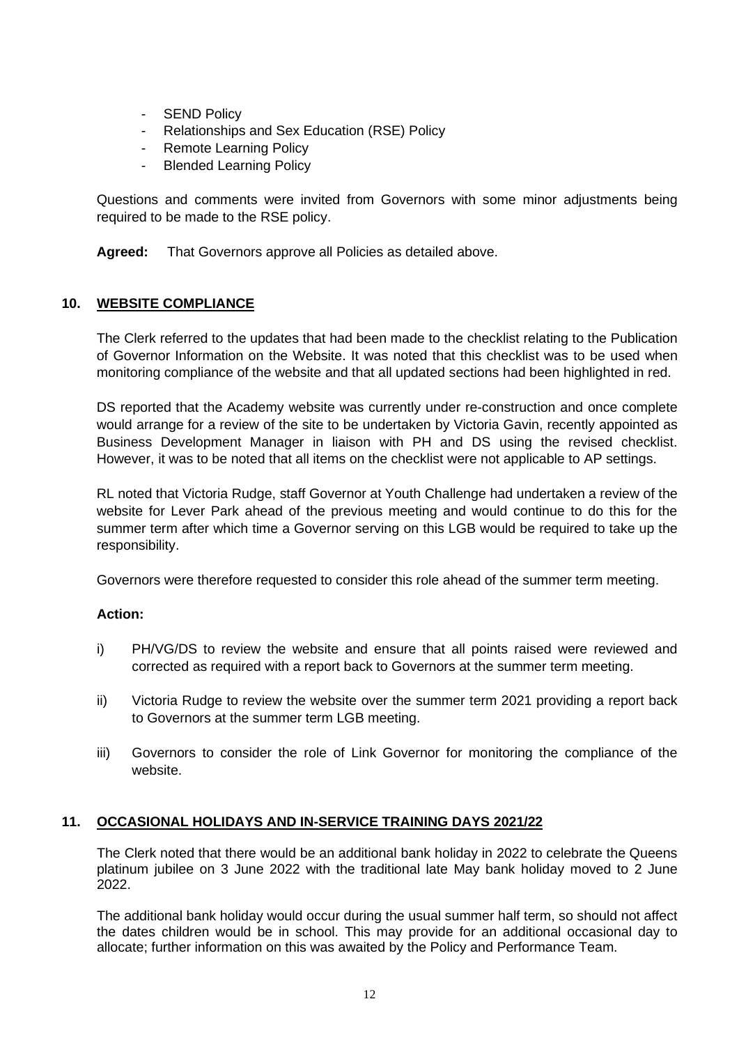- SEND Policy
- Relationships and Sex Education (RSE) Policy
- Remote Learning Policy
- Blended Learning Policy

Questions and comments were invited from Governors with some minor adjustments being required to be made to the RSE policy.

**Agreed:** That Governors approve all Policies as detailed above.

## 10. WEBSITE COMPLIANCE

The Clerk referred to the updates that had been made to the checklist relating to the Publication of Governor Information on the Website. It was noted that this checklist was to be used when monitoring compliance of the website and that all updated sections had been highlighted in red.

DS reported that the Academy website was currently under re-construction and once complete would arrange for a review of the site to be undertaken by Victoria Gavin, recently appointed as Business Development Manager in liaison with PH and DS using the revised checklist. However, it was to be noted that all items on the checklist were not applicable to AP settings.

RL noted that Victoria Rudge, staff Governor at Youth Challenge had undertaken a review of the website for Lever Park ahead of the previous meeting and would continue to do this for the summer term after which time a Governor serving on this LGB would be required to take up the responsibility.

Governors were therefore requested to consider this role ahead of the summer term meeting.

**Action:**

i) PH/VG/DS to review the website and ensure that all points raised were reviewed and corrected as required with a report back to Governors at the summer term meeting.

ii) Victoria Rudge to review the website over the summer term 2021 providing a report back to Governors at the summer term LGB meeting.

iii) Governors to consider the role of Link Governor for monitoring the compliance of the website.

## 11. OCCASIONAL HOLIDAYS AND IN-SERVICE TRAINING DAYS 2021/22

The Clerk noted that there would be an additional bank holiday in 2022 to celebrate the Queens platinum jubilee on 3 June 2022 with the traditional late May bank holiday moved to 2 June 2022.

The additional bank holiday would occur during the usual summer half term, so should not affect the dates children would be in school. This may provide for an additional occasional day to allocate; further information on this was awaited by the Policy and Performance Team.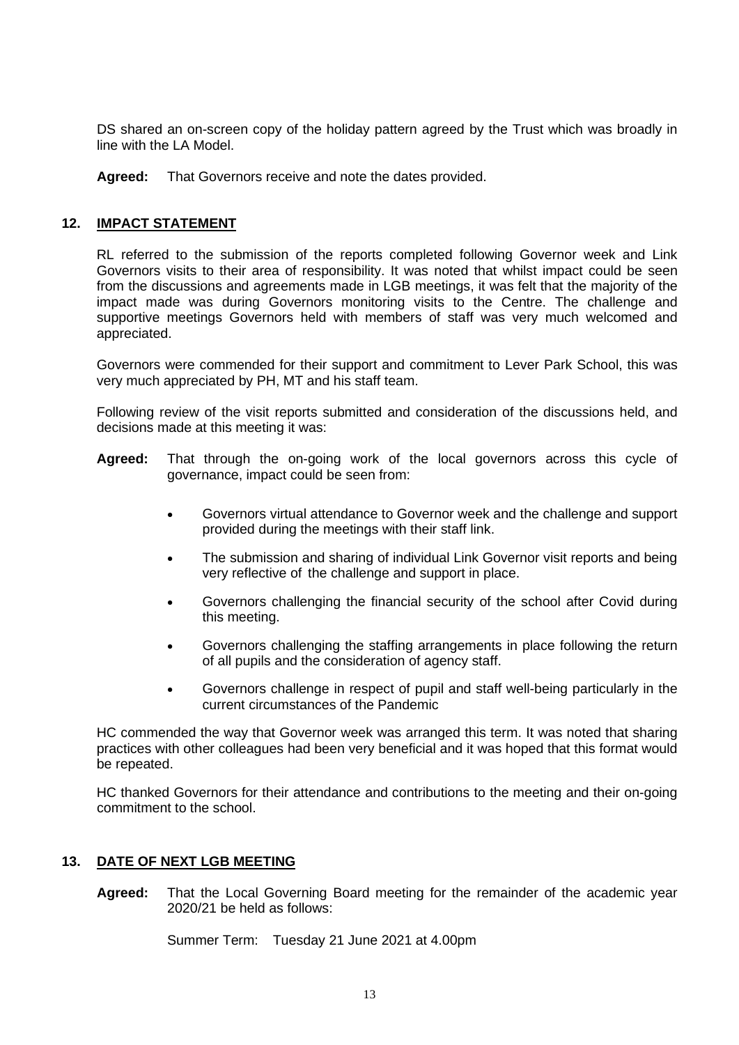DS shared an on-screen copy of the holiday pattern agreed by the Trust which was broadly in line with the LA Model.

**Agreed:** That Governors receive and note the dates provided.

## 12. IMPACT STATEMENT

RL referred to the submission of the reports completed following Governor week and Link Governors visits to their area of responsibility. It was noted that whilst impact could be seen from the discussions and agreements made in LGB meetings, it was felt that the majority of the impact made was during Governors monitoring visits to the Centre. The challenge and supportive meetings Governors held with members of staff was very much welcomed and appreciated.

Governors were commended for their support and commitment to Lever Park School, this was very much appreciated by PH, MT and his staff team.

Following review of the visit reports submitted and consideration of the discussions held, and decisions made at this meeting it was:

**Agreed:** That through the on-going work of the local governors across this cycle of governance, impact could be seen from:

- Governors virtual attendance to Governor week and the challenge and support provided during the meetings with their staff link.
- The submission and sharing of individual Link Governor visit reports and being very reflective of the challenge and support in place.
- Governors challenging the financial security of the school after Covid during this meeting.
- Governors challenging the staffing arrangements in place following the return of all pupils and the consideration of agency staff.
- Governors challenge in respect of pupil and staff well-being particularly in the current circumstances of the Pandemic

HC commended the way that Governor week was arranged this term. It was noted that sharing practices with other colleagues had been very beneficial and it was hoped that this format would be repeated.

HC thanked Governors for their attendance and contributions to the meeting and their on-going commitment to the school.

## 13. DATE OF NEXT LGB MEETING

**Agreed:** That the Local Governing Board meeting for the remainder of the academic year 2020/21 be held as follows:

Summer Term: Tuesday 21 June 2021 at 4.00pm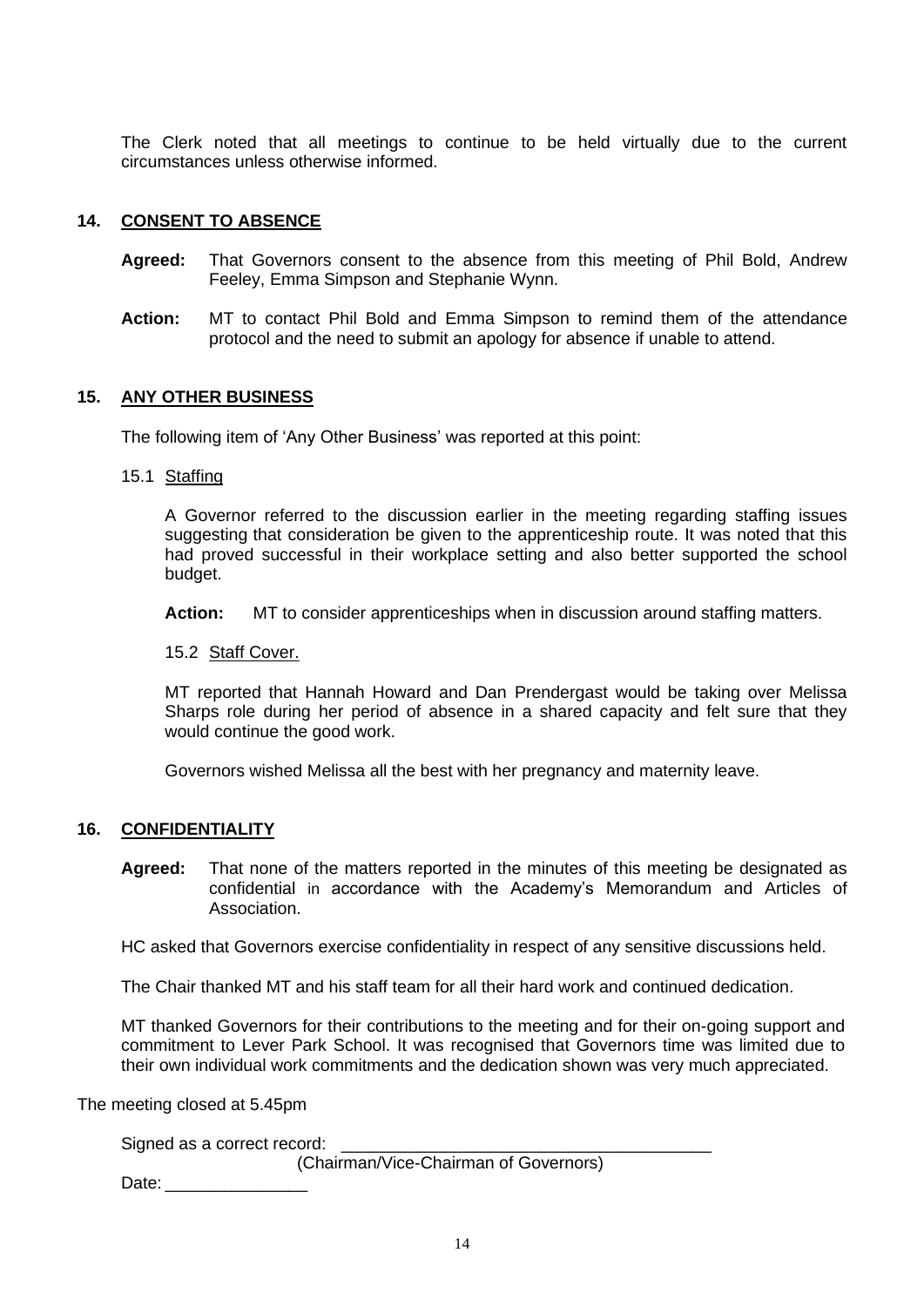The Clerk noted that all meetings to continue to be held virtually due to the current circumstances unless otherwise informed.

## 14. CONSENT TO ABSENCE

**Agreed:** That Governors consent to the absence from this meeting of Phil Bold, Andrew Feeley, Emma Simpson and Stephanie Wynn.

**Action:** MT to contact Phil Bold and Emma Simpson to remind them of the attendance protocol and the need to submit an apology for absence if unable to attend.

## 15. ANY OTHER BUSINESS

The following item of 'Any Other Business' was reported at this point:

15.1 Staffing

A Governor referred to the discussion earlier in the meeting regarding staffing issues suggesting that consideration be given to the apprenticeship route. It was noted that this had proved successful in their workplace setting and also better supported the school budget.

**Action:** MT to consider apprenticeships when in discussion around staffing matters.

15.2 Staff Cover.

MT reported that Hannah Howard and Dan Prendergast would be taking over Melissa Sharps role during her period of absence in a shared capacity and felt sure that they would continue the good work.

Governors wished Melissa all the best with her pregnancy and maternity leave.

## 16. CONFIDENTIALITY

**Agreed:** That none of the matters reported in the minutes of this meeting be designated as confidential in accordance with the Academy's Memorandum and Articles of Association.

HC asked that Governors exercise confidentiality in respect of any sensitive discussions held.

The Chair thanked MT and his staff team for all their hard work and continued dedication.

MT thanked Governors for their contributions to the meeting and for their on-going support and commitment to Lever Park School. It was recognised that Governors time was limited due to their own individual work commitments and the dedication shown was very much appreciated.

The meeting closed at 5.45pm

Signed as a correct record: ________________________________________
(Chairman/Vice-Chairman of Governors)

Date: _______________